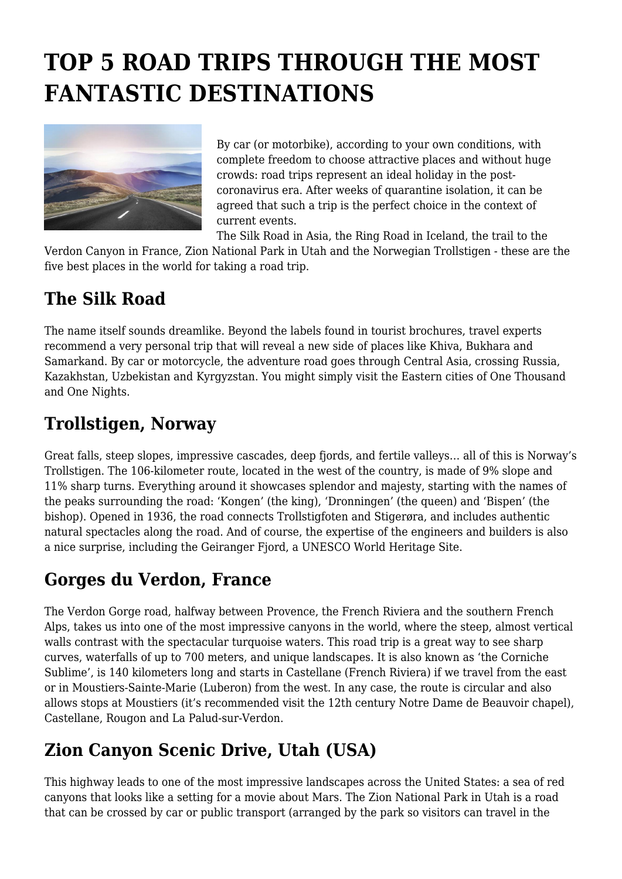# TOP 5 ROAD TRIPS THROUGH THE MOST FANTASTIC DESTINATIONS

By car (or motorbike), according to your own conditions, with complete freedom to choose attractive places and without huge crowds: road trips represent an ideal holiday in the post-coronavirus era. After weeks of quarantine isolation, it can be agreed that such a trip is the perfect choice in the context of current events.

The Silk Road in Asia, the Ring Road in Iceland, the trail to the Verdon Canyon in France, Zion National Park in Utah and the Norwegian Trollstigen - these are the five best places in the world for taking a road trip.

## The Silk Road

The name itself sounds dreamlike. Beyond the labels found in tourist brochures, travel experts recommend a very personal trip that will reveal a new side of places like Khiva, Bukhara and Samarkand. By car or motorcycle, the adventure road goes through Central Asia, crossing Russia, Kazakhstan, Uzbekistan and Kyrgyzstan. You might simply visit the Eastern cities of One Thousand and One Nights.

## Trollstigen, Norway

Great falls, steep slopes, impressive cascades, deep fjords, and fertile valleys… all of this is Norway's Trollstigen. The 106-kilometer route, located in the west of the country, is made of 9% slope and 11% sharp turns. Everything around it showcases splendor and majesty, starting with the names of the peaks surrounding the road: 'Kongen' (the king), 'Dronningen' (the queen) and 'Bispen' (the bishop). Opened in 1936, the road connects Trollstigfoten and Stigerøra, and includes authentic natural spectacles along the road. And of course, the expertise of the engineers and builders is also a nice surprise, including the Geiranger Fjord, a UNESCO World Heritage Site.

## Gorges du Verdon, France

The Verdon Gorge road, halfway between Provence, the French Riviera and the southern French Alps, takes us into one of the most impressive canyons in the world, where the steep, almost vertical walls contrast with the spectacular turquoise waters. This road trip is a great way to see sharp curves, waterfalls of up to 700 meters, and unique landscapes. It is also known as 'the Corniche Sublime', is 140 kilometers long and starts in Castellane (French Riviera) if we travel from the east or in Moustiers-Sainte-Marie (Luberon) from the west. In any case, the route is circular and also allows stops at Moustiers (it's recommended visit the 12th century Notre Dame de Beauvoir chapel), Castellane, Rougon and La Palud-sur-Verdon.

## Zion Canyon Scenic Drive, Utah (USA)

This highway leads to one of the most impressive landscapes across the United States: a sea of red canyons that looks like a setting for a movie about Mars. The Zion National Park in Utah is a road that can be crossed by car or public transport (arranged by the park so visitors can travel in the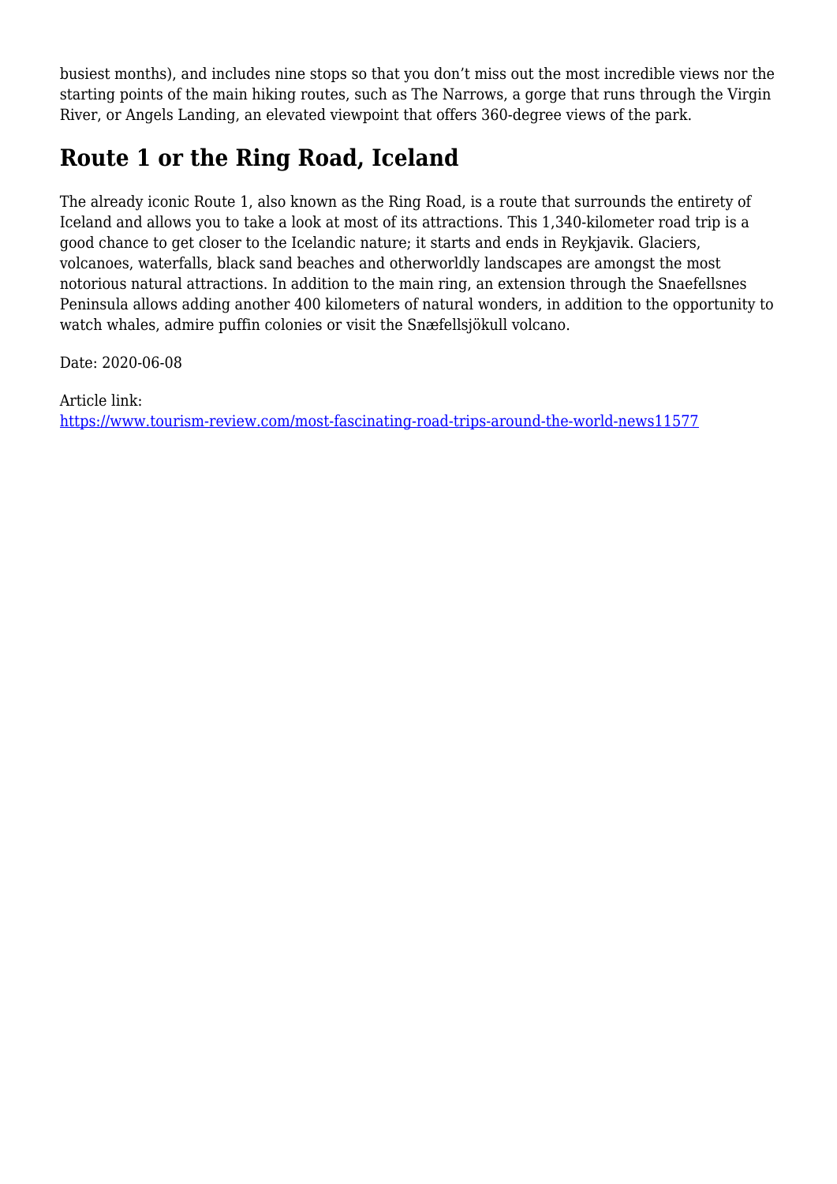busiest months), and includes nine stops so that you don't miss out the most incredible views nor the starting points of the main hiking routes, such as The Narrows, a gorge that runs through the Virgin River, or Angels Landing, an elevated viewpoint that offers 360-degree views of the park.

## Route 1 or the Ring Road, Iceland

The already iconic Route 1, also known as the Ring Road, is a route that surrounds the entirety of Iceland and allows you to take a look at most of its attractions. This 1,340-kilometer road trip is a good chance to get closer to the Icelandic nature; it starts and ends in Reykjavik. Glaciers, volcanoes, waterfalls, black sand beaches and otherworldly landscapes are amongst the most notorious natural attractions. In addition to the main ring, an extension through the Snaefellsnes Peninsula allows adding another 400 kilometers of natural wonders, in addition to the opportunity to watch whales, admire puffin colonies or visit the Snæfellsjökull volcano.

Date: 2020-06-08

Article link:
[https://www.tourism-review.com/most-fascinating-road-trips-around-the-world-news11577](https://www.tourism-review.com/most-fascinating-road-trips-around-the-world-news11577)